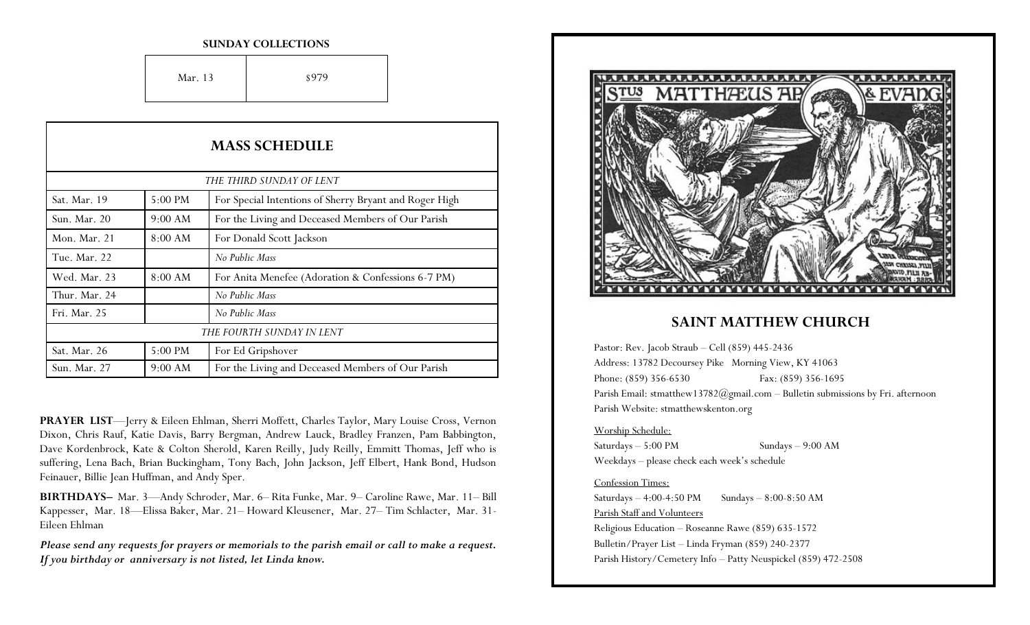**SUNDAY COLLECTIONS**

| Mar. 13 | $979 |
|---|---|

## MASS SCHEDULE

| | | |
|---|---|---|
| *THE THIRD SUNDAY OF LENT* | | |
| Sat. Mar. 19 | 5:00 PM | For Special Intentions of Sherry Bryant and Roger High |
| Sun. Mar. 20 | 9:00 AM | For the Living and Deceased Members of Our Parish |
| Mon. Mar. 21 | 8:00 AM | For Donald Scott Jackson |
| Tue. Mar. 22 | | *No Public Mass* |
| Wed. Mar. 23 | 8:00 AM | For Anita Menefee (Adoration & Confessions 6-7 PM) |
| Thur. Mar. 24 | | *No Public Mass* |
| Fri. Mar. 25 | | *No Public Mass* |
| *THE FOURTH SUNDAY IN LENT* | | |
| Sat. Mar. 26 | 5:00 PM | For Ed Gripshover |
| Sun. Mar. 27 | 9:00 AM | For the Living and Deceased Members of Our Parish |

**PRAYER LIST**—Jerry & Eileen Ehlman, Sherri Moffett, Charles Taylor, Mary Louise Cross, Vernon Dixon, Chris Rauf, Katie Davis, Barry Bergman, Andrew Lauck, Bradley Franzen, Pam Babbington, Dave Kordenbrock, Kate & Colton Sherold, Karen Reilly, Judy Reilly, Emmitt Thomas, Jeff who is suffering, Lena Bach, Brian Buckingham, Tony Bach, John Jackson, Jeff Elbert, Hank Bond, Hudson Feinauer, Billie Jean Huffman, and Andy Sper.

**BIRTHDAYS–** Mar. 3—Andy Schroder, Mar. 6– Rita Funke, Mar. 9– Caroline Rawe, Mar. 11– Bill Kappesser, Mar. 18—Elissa Baker, Mar. 21– Howard Kleusener, Mar. 27– Tim Schlacter, Mar. 31- Eileen Ehlman

***Please send any requests for prayers or memorials to the parish email or call to make a request. If you birthday or anniversary is not listed, let Linda know.***

## SAINT MATTHEW CHURCH

Pastor: Rev. Jacob Straub – Cell (859) 445-2436

Address: 13782 Decoursey Pike Morning View, KY 41063

Phone: (859) 356-6530 Fax: (859) 356-1695

Parish Email: stmatthew13782@gmail.com – Bulletin submissions by Fri. afternoon

Parish Website: stmatthewskenton.org

Worship Schedule:

Saturdays – 5:00 PM Sundays – 9:00 AM

Weekdays – please check each week's schedule

Confession Times:

Saturdays – 4:00-4:50 PM Sundays – 8:00-8:50 AM

Parish Staff and Volunteers

Religious Education – Roseanne Rawe (859) 635-1572

Bulletin/Prayer List – Linda Fryman (859) 240-2377

Parish History/Cemetery Info – Patty Neuspickel (859) 472-2508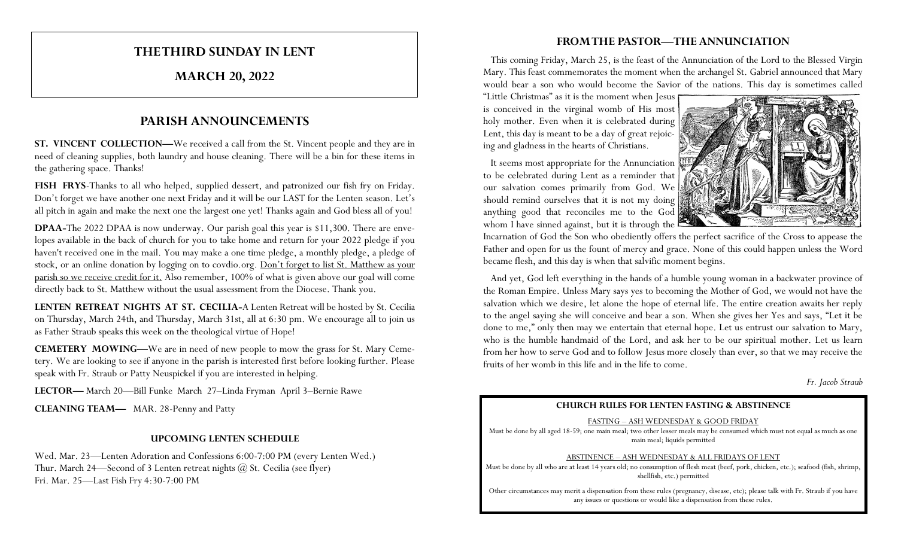# THE THIRD SUNDAY IN LENT

# MARCH 20, 2022

## PARISH ANNOUNCEMENTS

**ST. VINCENT COLLECTION—**We received a call from the St. Vincent people and they are in need of cleaning supplies, both laundry and house cleaning. There will be a bin for these items in the gathering space. Thanks!

**FISH FRYS**-Thanks to all who helped, supplied dessert, and patronized our fish fry on Friday. Don't forget we have another one next Friday and it will be our LAST for the Lenten season. Let's all pitch in again and make the next one the largest one yet! Thanks again and God bless all of you!

**DPAA-**The 2022 DPAA is now underway. Our parish goal this year is $11,300. There are envelopes available in the back of church for you to take home and return for your 2022 pledge if you haven't received one in the mail. You may make a one time pledge, a monthly pledge, a pledge of stock, or an online donation by logging on to covdio.org. Don't forget to list St. Matthew as your parish so we receive credit for it. Also remember, 100% of what is given above our goal will come directly back to St. Matthew without the usual assessment from the Diocese. Thank you.

**LENTEN RETREAT NIGHTS AT ST. CECILIA-**A Lenten Retreat will be hosted by St. Cecilia on Thursday, March 24th, and Thursday, March 31st, all at 6:30 pm. We encourage all to join us as Father Straub speaks this week on the theological virtue of Hope!

**CEMETERY MOWING—**We are in need of new people to mow the grass for St. Mary Cemetery. We are looking to see if anyone in the parish is interested first before looking further. Please speak with Fr. Straub or Patty Neuspickel if you are interested in helping.

**LECTOR—** March 20—Bill Funke March 27–Linda Fryman April 3–Bernie Rawe

**CLEANING TEAM—** MAR. 28-Penny and Patty

### UPCOMING LENTEN SCHEDULE

Wed. Mar. 23—Lenten Adoration and Confessions 6:00-7:00 PM (every Lenten Wed.)
Thur. March 24—Second of 3 Lenten retreat nights @ St. Cecilia (see flyer)
Fri. Mar. 25—Last Fish Fry 4:30-7:00 PM

## FROM THE PASTOR—THE ANNUNCIATION

This coming Friday, March 25, is the feast of the Annunciation of the Lord to the Blessed Virgin Mary. This feast commemorates the moment when the archangel St. Gabriel announced that Mary would bear a son who would become the Savior of the nations. This day is sometimes called "Little Christmas" as it is the moment when Jesus is conceived in the virginal womb of His most holy mother. Even when it is celebrated during Lent, this day is meant to be a day of great rejoicing and gladness in the hearts of Christians.

It seems most appropriate for the Annunciation to be celebrated during Lent as a reminder that our salvation comes primarily from God. We should remind ourselves that it is not my doing anything good that reconciles me to the God whom I have sinned against, but it is through the Incarnation of God the Son who obediently offers the perfect sacrifice of the Cross to appease the Father and open for us the fount of mercy and grace. None of this could happen unless the Word became flesh, and this day is when that salvific moment begins.

And yet, God left everything in the hands of a humble young woman in a backwater province of the Roman Empire. Unless Mary says yes to becoming the Mother of God, we would not have the salvation which we desire, let alone the hope of eternal life. The entire creation awaits her reply to the angel saying she will conceive and bear a son. When she gives her Yes and says, "Let it be done to me," only then may we entertain that eternal hope. Let us entrust our salvation to Mary, who is the humble handmaid of the Lord, and ask her to be our spiritual mother. Let us learn from her how to serve God and to follow Jesus more closely than ever, so that we may receive the fruits of her womb in this life and in the life to come.

*Fr. Jacob Straub*

### CHURCH RULES FOR LENTEN FASTING & ABSTINENCE

FASTING – ASH WEDNESDAY & GOOD FRIDAY

Must be done by all aged 18-59; one main meal; two other lesser meals may be consumed which must not equal as much as one main meal; liquids permitted

ABSTINENCE – ASH WEDNESDAY & ALL FRIDAYS OF LENT

Must be done by all who are at least 14 years old; no consumption of flesh meat (beef, pork, chicken, etc.); seafood (fish, shrimp, shellfish, etc.) permitted

Other circumstances may merit a dispensation from these rules (pregnancy, disease, etc); please talk with Fr. Straub if you have any issues or questions or would like a dispensation from these rules.